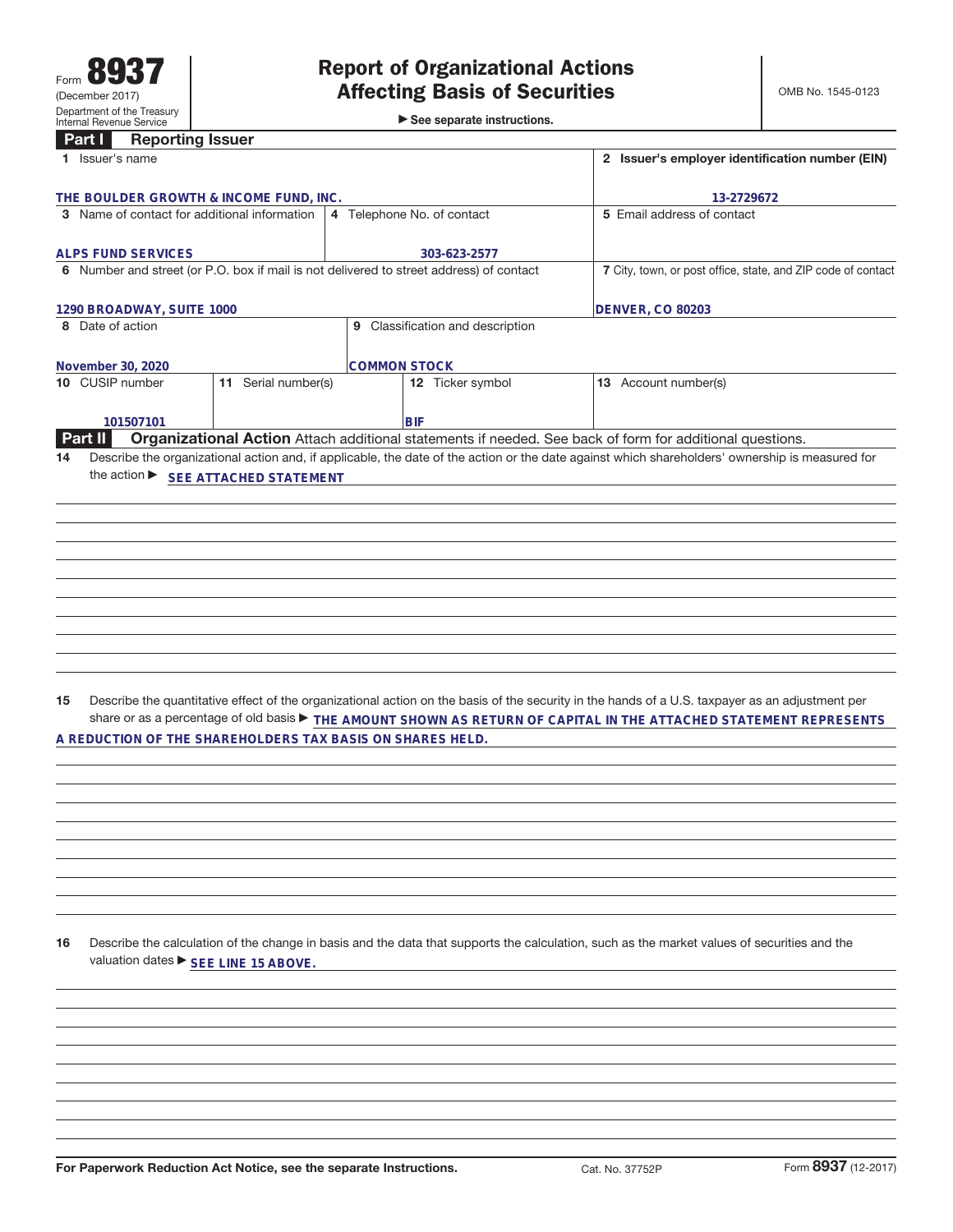Form **8937**
(December 2017)
Department of the Treasury
Internal Revenue Service

# Report of Organizational Actions Affecting Basis of Securities

▶ See separate instructions.

OMB No. 1545-0123

## Part I Reporting Issuer

| 1 Issuer's name | 2 Issuer's employer identification number (EIN) |
|---|---|
| THE BOULDER GROWTH & INCOME FUND, INC. | 13-2729672 |

| 3 Name of contact for additional information | 4 Telephone No. of contact | 5 Email address of contact |
|---|---|---|
| ALPS FUND SERVICES | 303-623-2577 | |

| 6 Number and street (or P.O. box if mail is not delivered to street address) of contact | 7 City, town, or post office, state, and ZIP code of contact |
|---|---|
| 1290 BROADWAY, SUITE 1000 | DENVER, CO 80203 |

| 8 Date of action | 9 Classification and description |
|---|---|
| November 30, 2020 | COMMON STOCK |

| 10 CUSIP number | 11 Serial number(s) | 12 Ticker symbol | 13 Account number(s) |
|---|---|---|---|
| 101507101 | | BIF | |

## Part II Organizational Action

Attach additional statements if needed. See back of form for additional questions.

**14** Describe the organizational action and, if applicable, the date of the action or the date against which shareholders' ownership is measured for the action ▶ SEE ATTACHED STATEMENT

**15** Describe the quantitative effect of the organizational action on the basis of the security in the hands of a U.S. taxpayer as an adjustment per share or as a percentage of old basis ▶ THE AMOUNT SHOWN AS RETURN OF CAPITAL IN THE ATTACHED STATEMENT REPRESENTS A REDUCTION OF THE SHAREHOLDERS TAX BASIS ON SHARES HELD.

**16** Describe the calculation of the change in basis and the data that supports the calculation, such as the market values of securities and the valuation dates ▶ SEE LINE 15 ABOVE.

For Paperwork Reduction Act Notice, see the separate Instructions. Cat. No. 37752P Form **8937** (12-2017)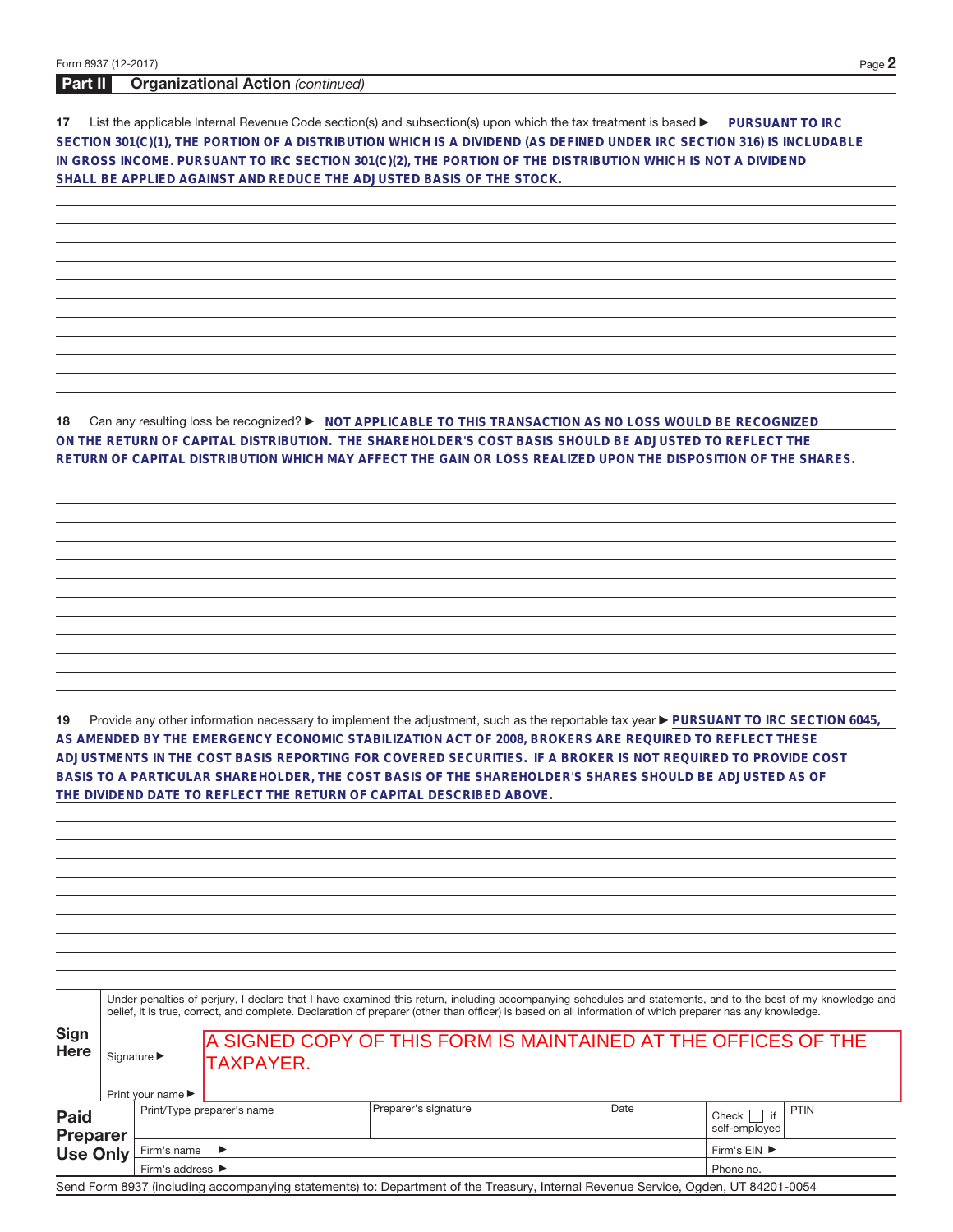## Part II Organizational Action *(continued)*

**17** List the applicable Internal Revenue Code section(s) and subsection(s) upon which the tax treatment is based ▶ PURSUANT TO IRC SECTION 301(C)(1), THE PORTION OF A DISTRIBUTION WHICH IS A DIVIDEND (AS DEFINED UNDER IRC SECTION 316) IS INCLUDABLE IN GROSS INCOME. PURSUANT TO IRC SECTION 301(C)(2), THE PORTION OF THE DISTRIBUTION WHICH IS NOT A DIVIDEND SHALL BE APPLIED AGAINST AND REDUCE THE ADJUSTED BASIS OF THE STOCK.

**18** Can any resulting loss be recognized? ▶ NOT APPLICABLE TO THIS TRANSACTION AS NO LOSS WOULD BE RECOGNIZED ON THE RETURN OF CAPITAL DISTRIBUTION. THE SHAREHOLDER'S COST BASIS SHOULD BE ADJUSTED TO REFLECT THE RETURN OF CAPITAL DISTRIBUTION WHICH MAY AFFECT THE GAIN OR LOSS REALIZED UPON THE DISPOSITION OF THE SHARES.

**19** Provide any other information necessary to implement the adjustment, such as the reportable tax year ▶ PURSUANT TO IRC SECTION 6045, AS AMENDED BY THE EMERGENCY ECONOMIC STABILIZATION ACT OF 2008, BROKERS ARE REQUIRED TO REFLECT THESE ADJUSTMENTS IN THE COST BASIS REPORTING FOR COVERED SECURITIES. IF A BROKER IS NOT REQUIRED TO PROVIDE COST BASIS TO A PARTICULAR SHAREHOLDER, THE COST BASIS OF THE SHAREHOLDER'S SHARES SHOULD BE ADJUSTED AS OF THE DIVIDEND DATE TO REFLECT THE RETURN OF CAPITAL DESCRIBED ABOVE.

**Sign Here**

Under penalties of perjury, I declare that I have examined this return, including accompanying schedules and statements, and to the best of my knowledge and belief, it is true, correct, and complete. Declaration of preparer (other than officer) is based on all information of which preparer has any knowledge.

Signature ▶ A SIGNED COPY OF THIS FORM IS MAINTAINED AT THE OFFICES OF THE TAXPAYER.

Print your name ▶

| **Paid Preparer Use Only** | Print/Type preparer's name | Preparer's signature | Date | Check ☐ if self-employed | PTIN |
|---|---|---|---|---|---|
| | Firm's name ▶ | | | Firm's EIN ▶ | |
| | Firm's address ▶ | | | Phone no. | |

Send Form 8937 (including accompanying statements) to: Department of the Treasury, Internal Revenue Service, Ogden, UT 84201-0054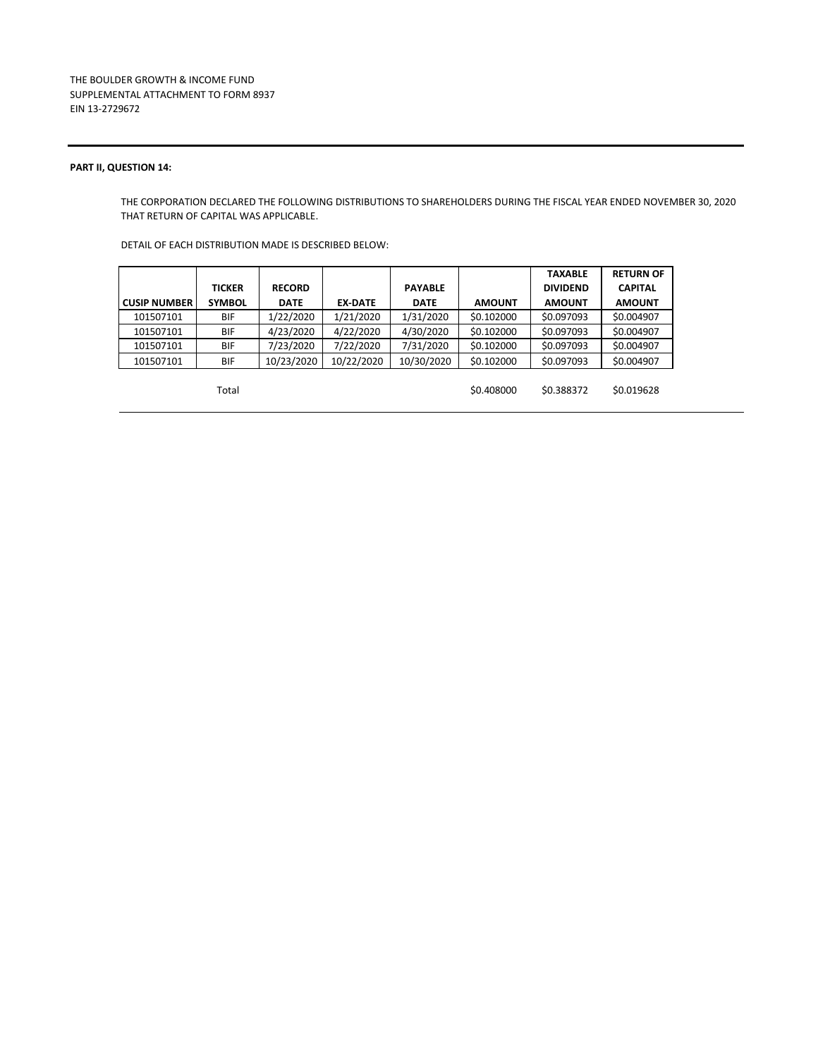THE BOULDER GROWTH & INCOME FUND
SUPPLEMENTAL ATTACHMENT TO FORM 8937
EIN 13-2729672

**PART II, QUESTION 14:**

THE CORPORATION DECLARED THE FOLLOWING DISTRIBUTIONS TO SHAREHOLDERS DURING THE FISCAL YEAR ENDED NOVEMBER 30, 2020 THAT RETURN OF CAPITAL WAS APPLICABLE.

DETAIL OF EACH DISTRIBUTION MADE IS DESCRIBED BELOW:

| CUSIP NUMBER | TICKER SYMBOL | RECORD DATE | EX-DATE | PAYABLE DATE | AMOUNT | TAXABLE DIVIDEND AMOUNT | RETURN OF CAPITAL AMOUNT |
|---|---|---|---|---|---|---|---|
| 101507101 | BIF | 1/22/2020 | 1/21/2020 | 1/31/2020 | $0.102000 | $0.097093 | $0.004907 |
| 101507101 | BIF | 4/23/2020 | 4/22/2020 | 4/30/2020 | $0.102000 | $0.097093 | $0.004907 |
| 101507101 | BIF | 7/23/2020 | 7/22/2020 | 7/31/2020 | $0.102000 | $0.097093 | $0.004907 |
| 101507101 | BIF | 10/23/2020 | 10/22/2020 | 10/30/2020 | $0.102000 | $0.097093 | $0.004907 |
| | Total | | | | $0.408000 | $0.388372 | $0.019628 |